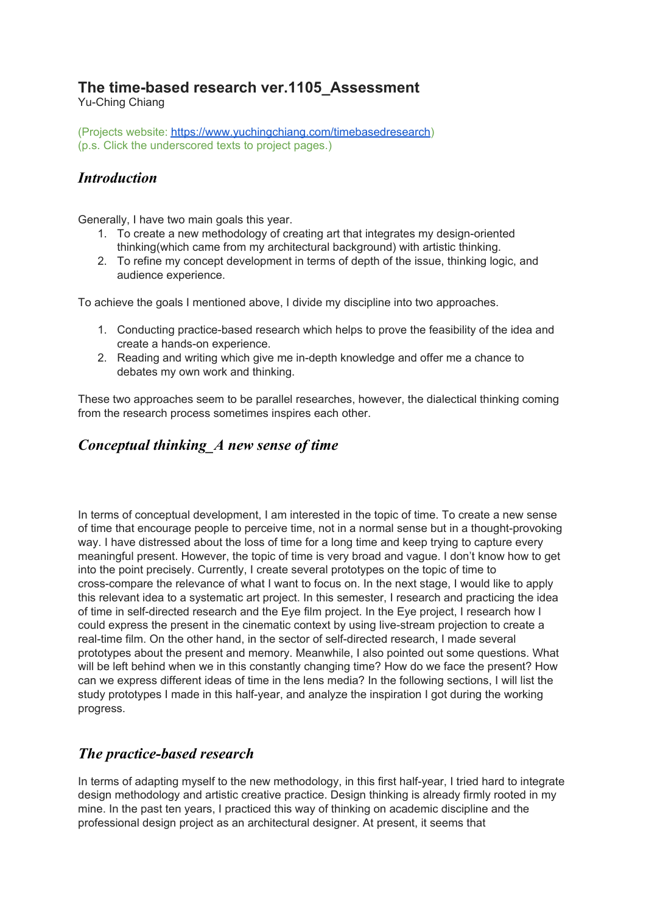# The time-based research ver.1105_Assessment

Yu-Ching Chiang

(Projects website: [https://www.yuchingchiang.com/timebasedresearch](https://www.yuchingchiang.com/timebasedresearch))
(p.s. Click the underscored texts to project pages.)

## *Introduction*

Generally, I have two main goals this year.

1. To create a new methodology of creating art that integrates my design-oriented thinking(which came from my architectural background) with artistic thinking.
2. To refine my concept development in terms of depth of the issue, thinking logic, and audience experience.

To achieve the goals I mentioned above, I divide my discipline into two approaches.

1. Conducting practice-based research which helps to prove the feasibility of the idea and create a hands-on experience.
2. Reading and writing which give me in-depth knowledge and offer me a chance to debates my own work and thinking.

These two approaches seem to be parallel researches, however, the dialectical thinking coming from the research process sometimes inspires each other.

## *Conceptual thinking_A new sense of time*

In terms of conceptual development, I am interested in the topic of time. To create a new sense of time that encourage people to perceive time, not in a normal sense but in a thought-provoking way. I have distressed about the loss of time for a long time and keep trying to capture every meaningful present. However, the topic of time is very broad and vague. I don't know how to get into the point precisely. Currently, I create several prototypes on the topic of time to cross-compare the relevance of what I want to focus on. In the next stage, I would like to apply this relevant idea to a systematic art project. In this semester, I research and practicing the idea of time in self-directed research and the Eye film project. In the Eye project, I research how I could express the present in the cinematic context by using live-stream projection to create a real-time film. On the other hand, in the sector of self-directed research, I made several prototypes about the present and memory. Meanwhile, I also pointed out some questions. What will be left behind when we in this constantly changing time? How do we face the present? How can we express different ideas of time in the lens media? In the following sections, I will list the study prototypes I made in this half-year, and analyze the inspiration I got during the working progress.

## *The practice-based research*

In terms of adapting myself to the new methodology, in this first half-year, I tried hard to integrate design methodology and artistic creative practice. Design thinking is already firmly rooted in my mine. In the past ten years, I practiced this way of thinking on academic discipline and the professional design project as an architectural designer. At present, it seems that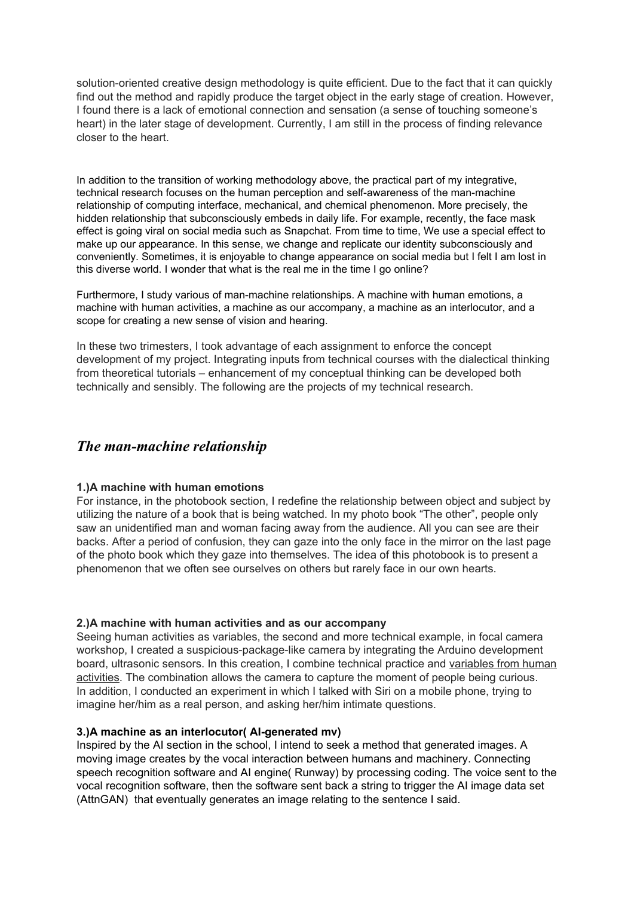solution-oriented creative design methodology is quite efficient. Due to the fact that it can quickly find out the method and rapidly produce the target object in the early stage of creation. However, I found there is a lack of emotional connection and sensation (a sense of touching someone's heart) in the later stage of development. Currently, I am still in the process of finding relevance closer to the heart.

In addition to the transition of working methodology above, the practical part of my integrative, technical research focuses on the human perception and self-awareness of the man-machine relationship of computing interface, mechanical, and chemical phenomenon. More precisely, the hidden relationship that subconsciously embeds in daily life. For example, recently, the face mask effect is going viral on social media such as Snapchat. From time to time, We use a special effect to make up our appearance. In this sense, we change and replicate our identity subconsciously and conveniently. Sometimes, it is enjoyable to change appearance on social media but I felt I am lost in this diverse world. I wonder that what is the real me in the time I go online?

Furthermore, I study various of man-machine relationships. A machine with human emotions, a machine with human activities, a machine as our accompany, a machine as an interlocutor, and a scope for creating a new sense of vision and hearing.

In these two trimesters, I took advantage of each assignment to enforce the concept development of my project. Integrating inputs from technical courses with the dialectical thinking from theoretical tutorials – enhancement of my conceptual thinking can be developed both technically and sensibly. The following are the projects of my technical research.

## *The man-machine relationship*

**1.)A machine with human emotions**

For instance, in the photobook section, I redefine the relationship between object and subject by utilizing the nature of a book that is being watched. In my photo book "The other", people only saw an unidentified man and woman facing away from the audience. All you can see are their backs. After a period of confusion, they can gaze into the only face in the mirror on the last page of the photo book which they gaze into themselves. The idea of this photobook is to present a phenomenon that we often see ourselves on others but rarely face in our own hearts.

**2.)A machine with human activities and as our accompany**

Seeing human activities as variables, the second and more technical example, in focal camera workshop, I created a suspicious-package-like camera by integrating the Arduino development board, ultrasonic sensors. In this creation, I combine technical practice and <u>variables from human activities</u>. The combination allows the camera to capture the moment of people being curious. In addition, I conducted an experiment in which I talked with Siri on a mobile phone, trying to imagine her/him as a real person, and asking her/him intimate questions.

**3.)A machine as an interlocutor( AI-generated mv)**

Inspired by the AI section in the school, I intend to seek a method that generated images. A moving image creates by the vocal interaction between humans and machinery. Connecting speech recognition software and AI engine( Runway) by processing coding. The voice sent to the vocal recognition software, then the software sent back a string to trigger the AI image data set (AttnGAN) that eventually generates an image relating to the sentence I said.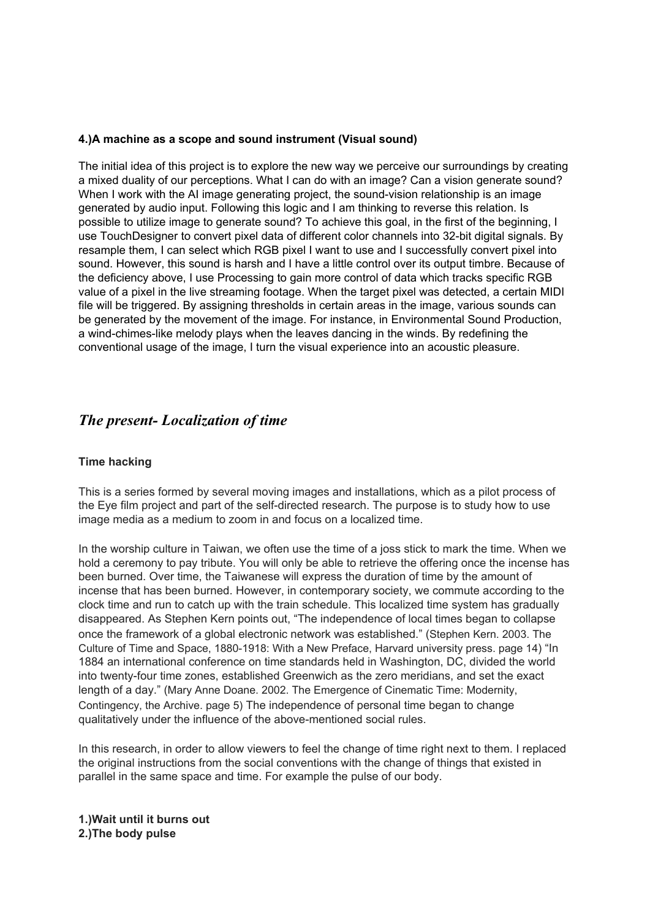**4.)A machine as a scope and sound instrument (Visual sound)**

The initial idea of this project is to explore the new way we perceive our surroundings by creating a mixed duality of our perceptions. What I can do with an image? Can a vision generate sound? When I work with the AI image generating project, the sound-vision relationship is an image generated by audio input. Following this logic and I am thinking to reverse this relation. Is possible to utilize image to generate sound? To achieve this goal, in the first of the beginning, I use TouchDesigner to convert pixel data of different color channels into 32-bit digital signals. By resample them, I can select which RGB pixel I want to use and I successfully convert pixel into sound. However, this sound is harsh and I have a little control over its output timbre. Because of the deficiency above, I use Processing to gain more control of data which tracks specific RGB value of a pixel in the live streaming footage. When the target pixel was detected, a certain MIDI file will be triggered. By assigning thresholds in certain areas in the image, various sounds can be generated by the movement of the image. For instance, in Environmental Sound Production, a wind-chimes-like melody plays when the leaves dancing in the winds. By redefining the conventional usage of the image, I turn the visual experience into an acoustic pleasure.

## *The present- Localization of time*

### Time hacking

This is a series formed by several moving images and installations, which as a pilot process of the Eye film project and part of the self-directed research. The purpose is to study how to use image media as a medium to zoom in and focus on a localized time.

In the worship culture in Taiwan, we often use the time of a joss stick to mark the time. When we hold a ceremony to pay tribute. You will only be able to retrieve the offering once the incense has been burned. Over time, the Taiwanese will express the duration of time by the amount of incense that has been burned. However, in contemporary society, we commute according to the clock time and run to catch up with the train schedule. This localized time system has gradually disappeared. As Stephen Kern points out, "The independence of local times began to collapse once the framework of a global electronic network was established." (Stephen Kern. 2003. The Culture of Time and Space, 1880-1918: With a New Preface, Harvard university press. page 14) "In 1884 an international conference on time standards held in Washington, DC, divided the world into twenty-four time zones, established Greenwich as the zero meridians, and set the exact length of a day." (Mary Anne Doane. 2002. The Emergence of Cinematic Time: Modernity, Contingency, the Archive. page 5) The independence of personal time began to change qualitatively under the influence of the above-mentioned social rules.

In this research, in order to allow viewers to feel the change of time right next to them. I replaced the original instructions from the social conventions with the change of things that existed in parallel in the same space and time. For example the pulse of our body.

**1.)Wait until it burns out**
**2.)The body pulse**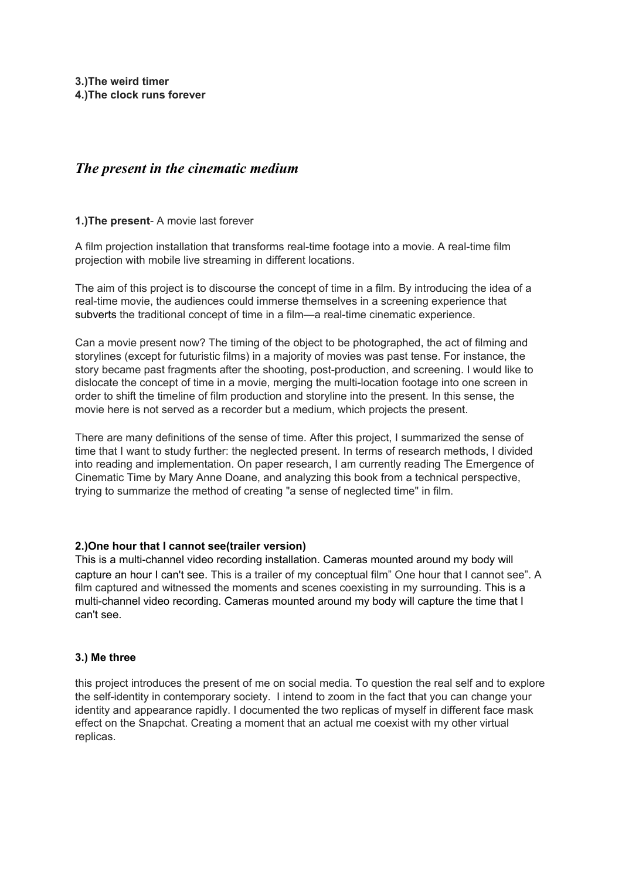**3.)The weird timer**
**4.)The clock runs forever**

## *The present in the cinematic medium*

**1.)The present**- A movie last forever

A film projection installation that transforms real-time footage into a movie. A real-time film projection with mobile live streaming in different locations.

The aim of this project is to discourse the concept of time in a film. By introducing the idea of a real-time movie, the audiences could immerse themselves in a screening experience that subverts the traditional concept of time in a film—a real-time cinematic experience.

Can a movie present now? The timing of the object to be photographed, the act of filming and storylines (except for futuristic films) in a majority of movies was past tense. For instance, the story became past fragments after the shooting, post-production, and screening. I would like to dislocate the concept of time in a movie, merging the multi-location footage into one screen in order to shift the timeline of film production and storyline into the present. In this sense, the movie here is not served as a recorder but a medium, which projects the present.

There are many definitions of the sense of time. After this project, I summarized the sense of time that I want to study further: the neglected present. In terms of research methods, I divided into reading and implementation. On paper research, I am currently reading The Emergence of Cinematic Time by Mary Anne Doane, and analyzing this book from a technical perspective, trying to summarize the method of creating "a sense of neglected time" in film.

**2.)One hour that I cannot see(trailer version)**
This is a multi-channel video recording installation. Cameras mounted around my body will capture an hour I can't see. This is a trailer of my conceptual film" One hour that I cannot see". A film captured and witnessed the moments and scenes coexisting in my surrounding. This is a multi-channel video recording. Cameras mounted around my body will capture the time that I can't see.

**3.) Me three**

this project introduces the present of me on social media. To question the real self and to explore the self-identity in contemporary society. I intend to zoom in the fact that you can change your identity and appearance rapidly. I documented the two replicas of myself in different face mask effect on the Snapchat. Creating a moment that an actual me coexist with my other virtual replicas.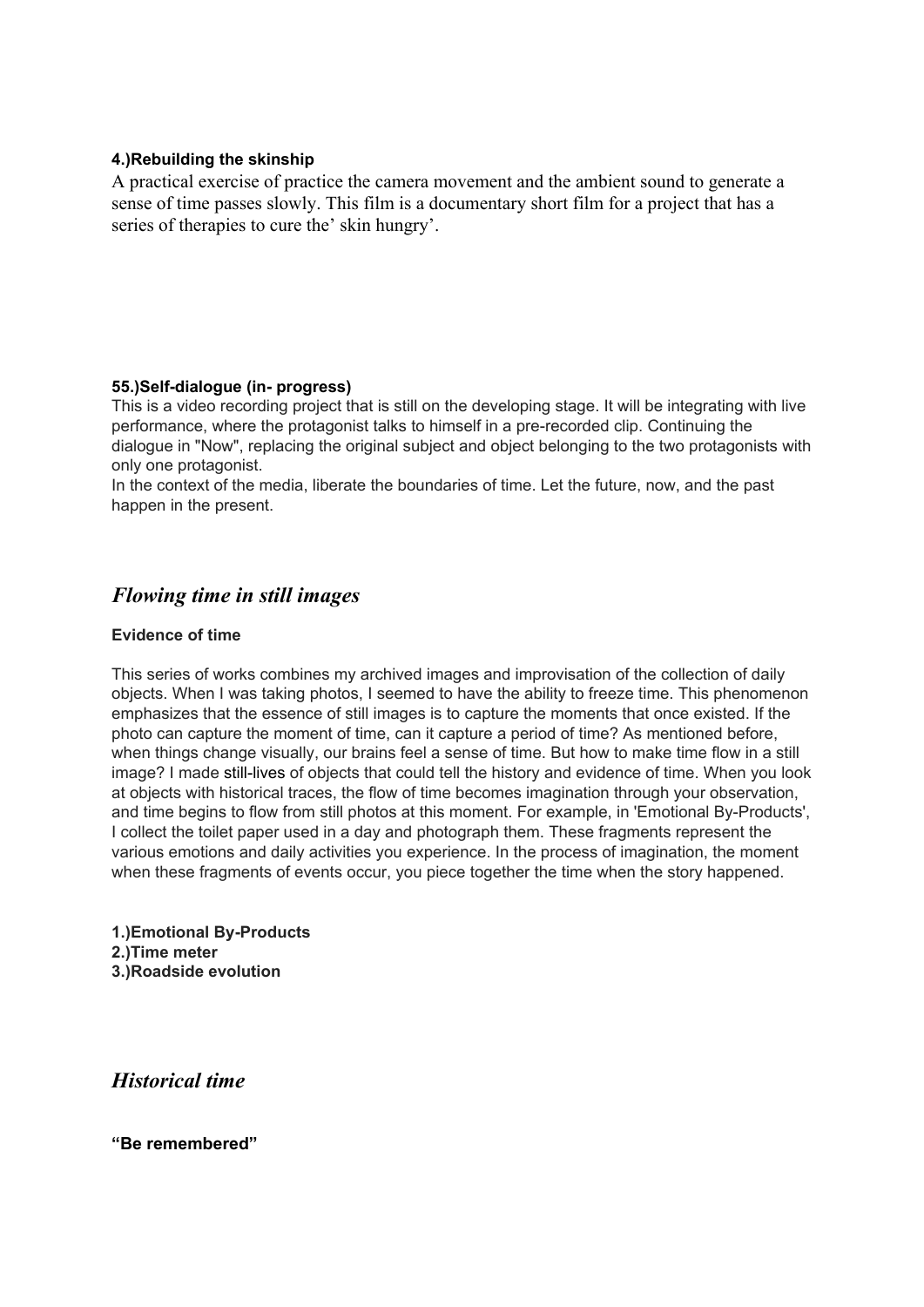**4.)Rebuilding the skinship**

A practical exercise of practice the camera movement and the ambient sound to generate a sense of time passes slowly. This film is a documentary short film for a project that has a series of therapies to cure the' skin hungry'.

**55.)Self-dialogue (in- progress)**

This is a video recording project that is still on the developing stage. It will be integrating with live performance, where the protagonist talks to himself in a pre-recorded clip. Continuing the dialogue in "Now", replacing the original subject and object belonging to the two protagonists with only one protagonist.

In the context of the media, liberate the boundaries of time. Let the future, now, and the past happen in the present.

## *Flowing time in still images*

**Evidence of time**

This series of works combines my archived images and improvisation of the collection of daily objects. When I was taking photos, I seemed to have the ability to freeze time. This phenomenon emphasizes that the essence of still images is to capture the moments that once existed. If the photo can capture the moment of time, can it capture a period of time? As mentioned before, when things change visually, our brains feel a sense of time. But how to make time flow in a still image? I made still-lives of objects that could tell the history and evidence of time. When you look at objects with historical traces, the flow of time becomes imagination through your observation, and time begins to flow from still photos at this moment. For example, in 'Emotional By-Products', I collect the toilet paper used in a day and photograph them. These fragments represent the various emotions and daily activities you experience. In the process of imagination, the moment when these fragments of events occur, you piece together the time when the story happened.

**1.)Emotional By-Products**
**2.)Time meter**
**3.)Roadside evolution**

## *Historical time*

**"Be remembered"**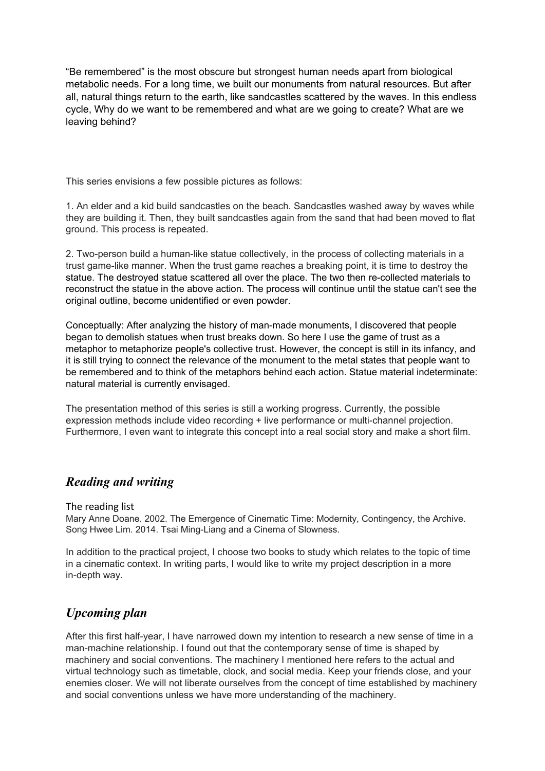“Be remembered” is the most obscure but strongest human needs apart from biological metabolic needs. For a long time, we built our monuments from natural resources. But after all, natural things return to the earth, like sandcastles scattered by the waves. In this endless cycle, Why do we want to be remembered and what are we going to create? What are we leaving behind?

This series envisions a few possible pictures as follows:

1. An elder and a kid build sandcastles on the beach. Sandcastles washed away by waves while they are building it. Then, they built sandcastles again from the sand that had been moved to flat ground. This process is repeated.

2. Two-person build a human-like statue collectively, in the process of collecting materials in a trust game-like manner. When the trust game reaches a breaking point, it is time to destroy the statue. The destroyed statue scattered all over the place. The two then re-collected materials to reconstruct the statue in the above action. The process will continue until the statue can't see the original outline, become unidentified or even powder.

Conceptually: After analyzing the history of man-made monuments, I discovered that people began to demolish statues when trust breaks down. So here I use the game of trust as a metaphor to metaphorize people's collective trust. However, the concept is still in its infancy, and it is still trying to connect the relevance of the monument to the metal states that people want to be remembered and to think of the metaphors behind each action. Statue material indeterminate: natural material is currently envisaged.

The presentation method of this series is still a working progress. Currently, the possible expression methods include video recording + live performance or multi-channel projection. Furthermore, I even want to integrate this concept into a real social story and make a short film.

## *Reading and writing*

### The reading list

Mary Anne Doane. 2002. The Emergence of Cinematic Time: Modernity, Contingency, the Archive.
Song Hwee Lim. 2014. Tsai Ming-Liang and a Cinema of Slowness.

In addition to the practical project, I choose two books to study which relates to the topic of time in a cinematic context. In writing parts, I would like to write my project description in a more in-depth way.

## *Upcoming plan*

After this first half-year, I have narrowed down my intention to research a new sense of time in a man-machine relationship. I found out that the contemporary sense of time is shaped by machinery and social conventions. The machinery I mentioned here refers to the actual and virtual technology such as timetable, clock, and social media. Keep your friends close, and your enemies closer. We will not liberate ourselves from the concept of time established by machinery and social conventions unless we have more understanding of the machinery.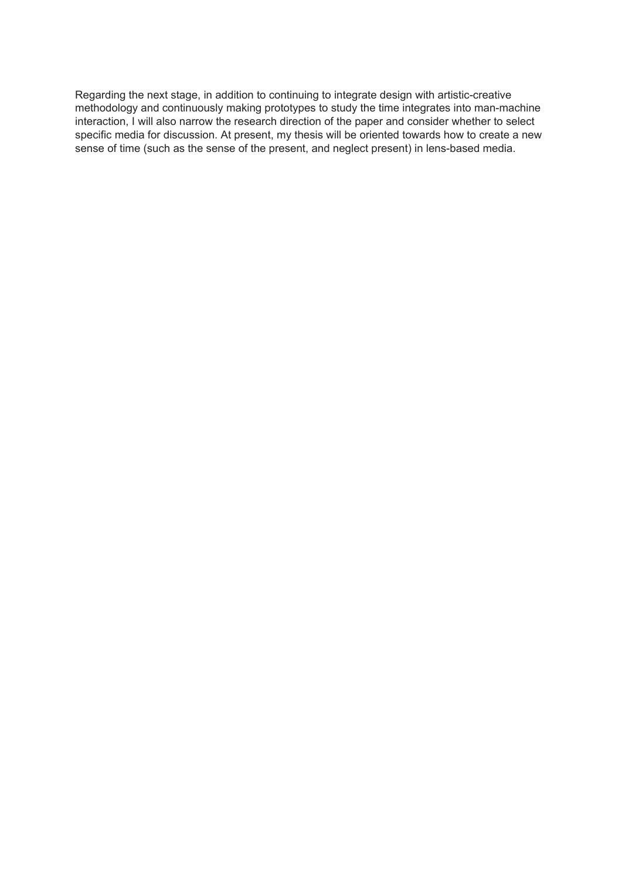Regarding the next stage, in addition to continuing to integrate design with artistic-creative methodology and continuously making prototypes to study the time integrates into man-machine interaction, I will also narrow the research direction of the paper and consider whether to select specific media for discussion. At present, my thesis will be oriented towards how to create a new sense of time (such as the sense of the present, and neglect present) in lens-based media.